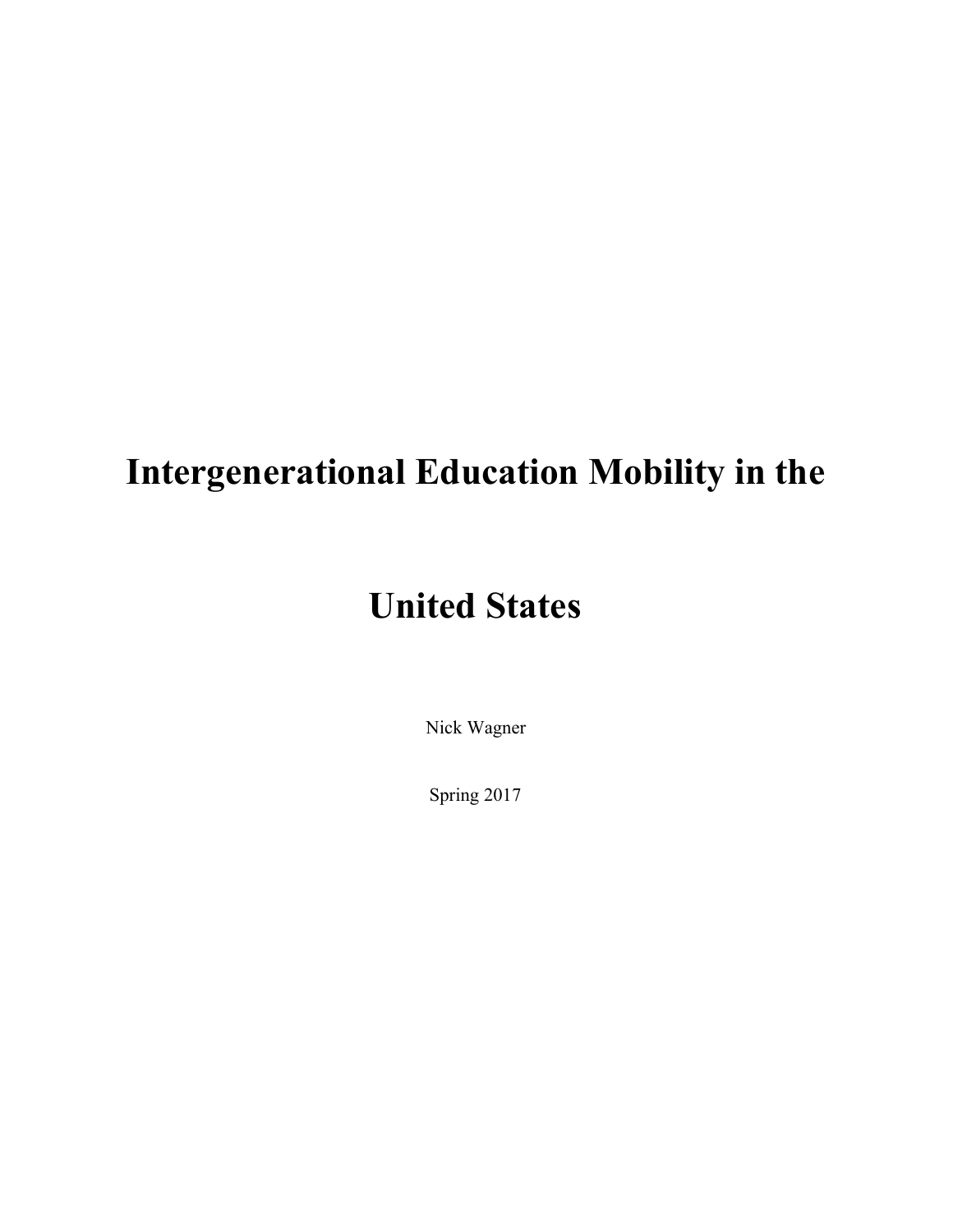# Intergenerational Education Mobility in the United States

Nick Wagner

Spring 2017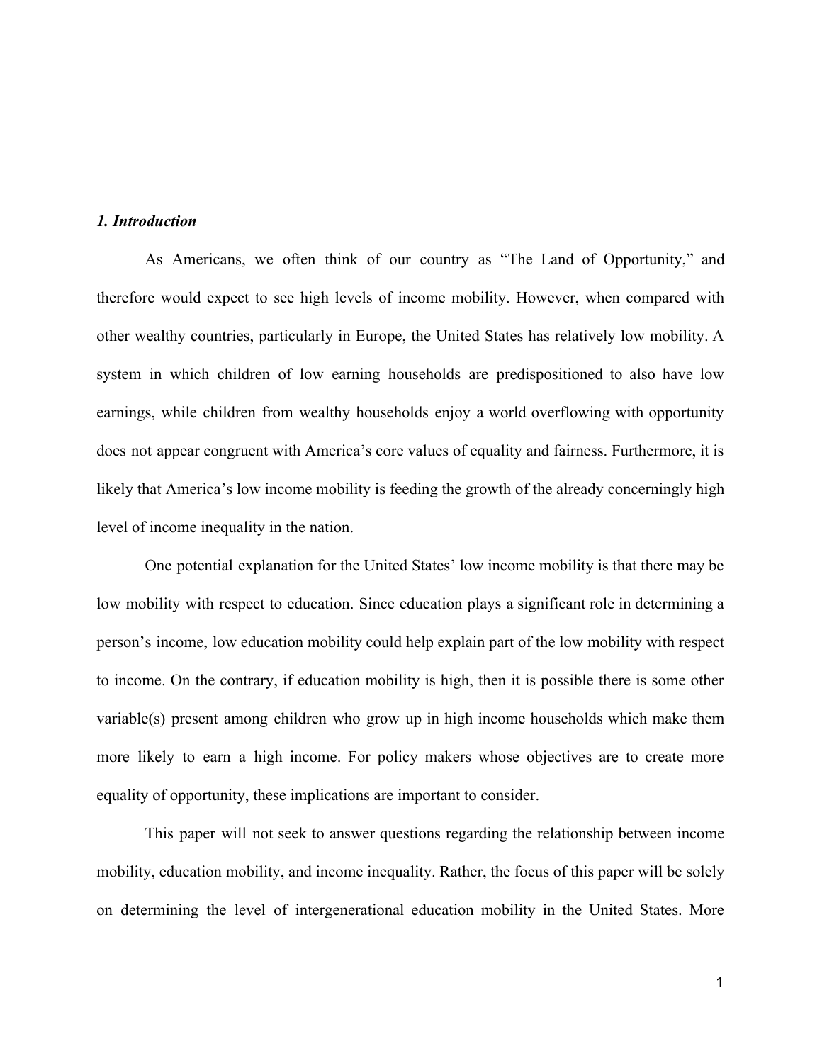## *1. Introduction*

As Americans, we often think of our country as "The Land of Opportunity," and therefore would expect to see high levels of income mobility. However, when compared with other wealthy countries, particularly in Europe, the United States has relatively low mobility. A system in which children of low earning households are predispositioned to also have low earnings, while children from wealthy households enjoy a world overflowing with opportunity does not appear congruent with America's core values of equality and fairness. Furthermore, it is likely that America's low income mobility is feeding the growth of the already concerningly high level of income inequality in the nation.

One potential explanation for the United States' low income mobility is that there may be low mobility with respect to education. Since education plays a significant role in determining a person's income, low education mobility could help explain part of the low mobility with respect to income. On the contrary, if education mobility is high, then it is possible there is some other variable(s) present among children who grow up in high income households which make them more likely to earn a high income. For policy makers whose objectives are to create more equality of opportunity, these implications are important to consider.

This paper will not seek to answer questions regarding the relationship between income mobility, education mobility, and income inequality. Rather, the focus of this paper will be solely on determining the level of intergenerational education mobility in the United States. More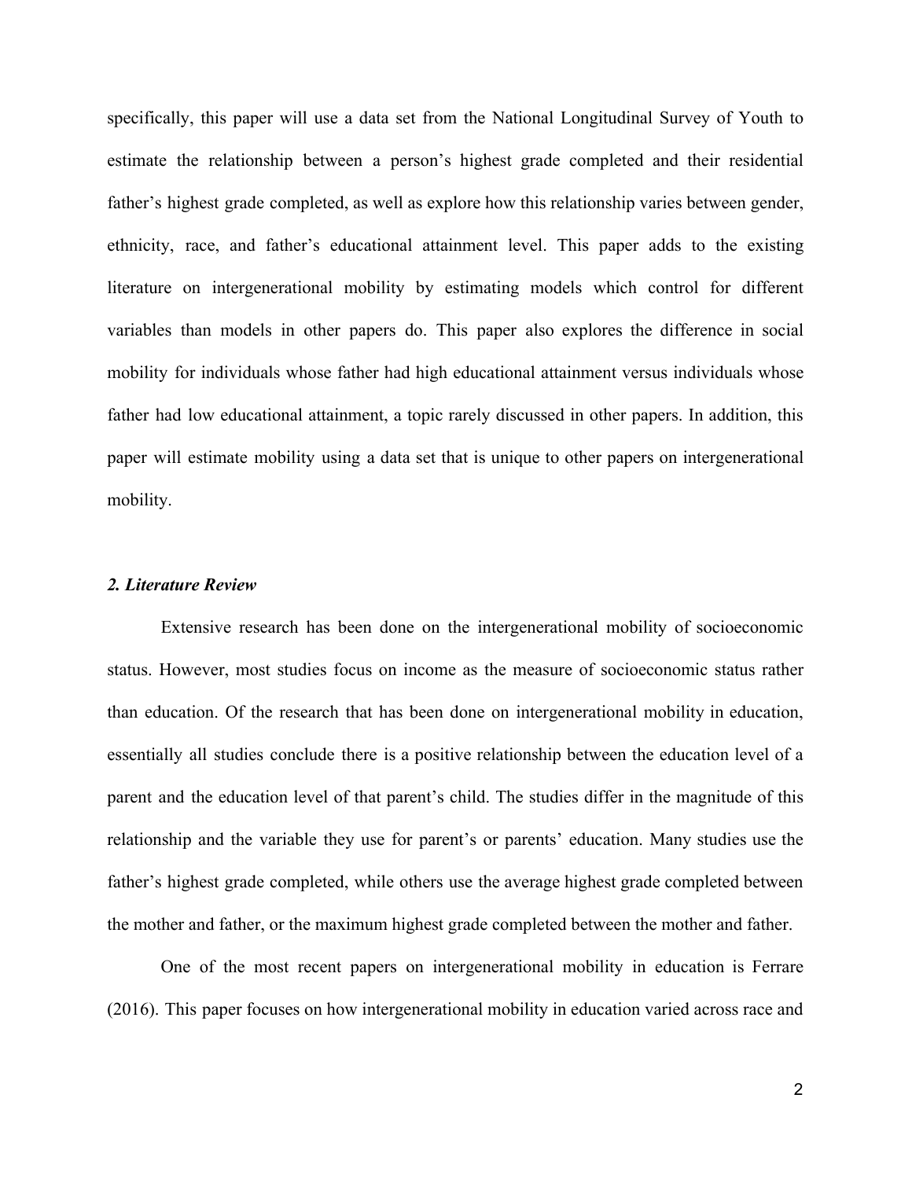specifically, this paper will use a data set from the National Longitudinal Survey of Youth to estimate the relationship between a person's highest grade completed and their residential father's highest grade completed, as well as explore how this relationship varies between gender, ethnicity, race, and father's educational attainment level. This paper adds to the existing literature on intergenerational mobility by estimating models which control for different variables than models in other papers do. This paper also explores the difference in social mobility for individuals whose father had high educational attainment versus individuals whose father had low educational attainment, a topic rarely discussed in other papers. In addition, this paper will estimate mobility using a data set that is unique to other papers on intergenerational mobility.

### *2. Literature Review*

Extensive research has been done on the intergenerational mobility of socioeconomic status. However, most studies focus on income as the measure of socioeconomic status rather than education. Of the research that has been done on intergenerational mobility in education, essentially all studies conclude there is a positive relationship between the education level of a parent and the education level of that parent's child. The studies differ in the magnitude of this relationship and the variable they use for parent's or parents' education. Many studies use the father's highest grade completed, while others use the average highest grade completed between the mother and father, or the maximum highest grade completed between the mother and father.

One of the most recent papers on intergenerational mobility in education is Ferrare (2016). This paper focuses on how intergenerational mobility in education varied across race and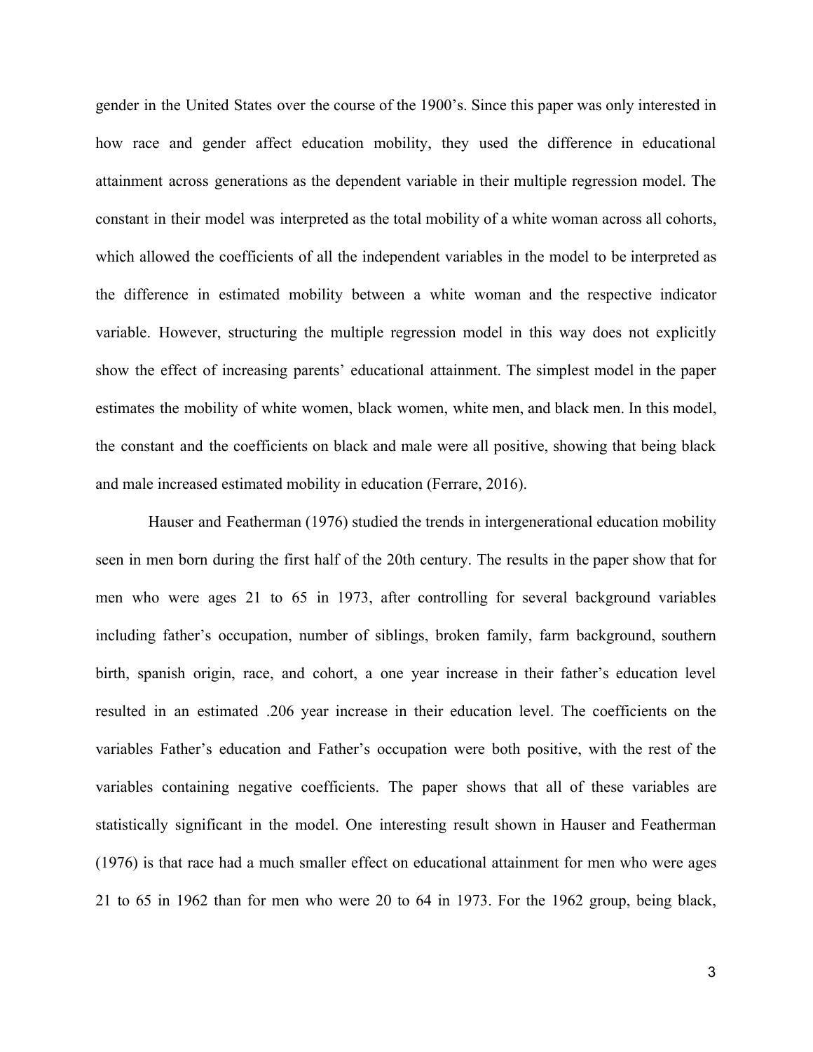gender in the United States over the course of the 1900's. Since this paper was only interested in how race and gender affect education mobility, they used the difference in educational attainment across generations as the dependent variable in their multiple regression model. The constant in their model was interpreted as the total mobility of a white woman across all cohorts, which allowed the coefficients of all the independent variables in the model to be interpreted as the difference in estimated mobility between a white woman and the respective indicator variable. However, structuring the multiple regression model in this way does not explicitly show the effect of increasing parents' educational attainment. The simplest model in the paper estimates the mobility of white women, black women, white men, and black men. In this model, the constant and the coefficients on black and male were all positive, showing that being black and male increased estimated mobility in education (Ferrare, 2016).

Hauser and Featherman (1976) studied the trends in intergenerational education mobility seen in men born during the first half of the 20th century. The results in the paper show that for men who were ages 21 to 65 in 1973, after controlling for several background variables including father's occupation, number of siblings, broken family, farm background, southern birth, spanish origin, race, and cohort, a one year increase in their father's education level resulted in an estimated .206 year increase in their education level. The coefficients on the variables Father's education and Father's occupation were both positive, with the rest of the variables containing negative coefficients. The paper shows that all of these variables are statistically significant in the model. One interesting result shown in Hauser and Featherman (1976) is that race had a much smaller effect on educational attainment for men who were ages 21 to 65 in 1962 than for men who were 20 to 64 in 1973. For the 1962 group, being black,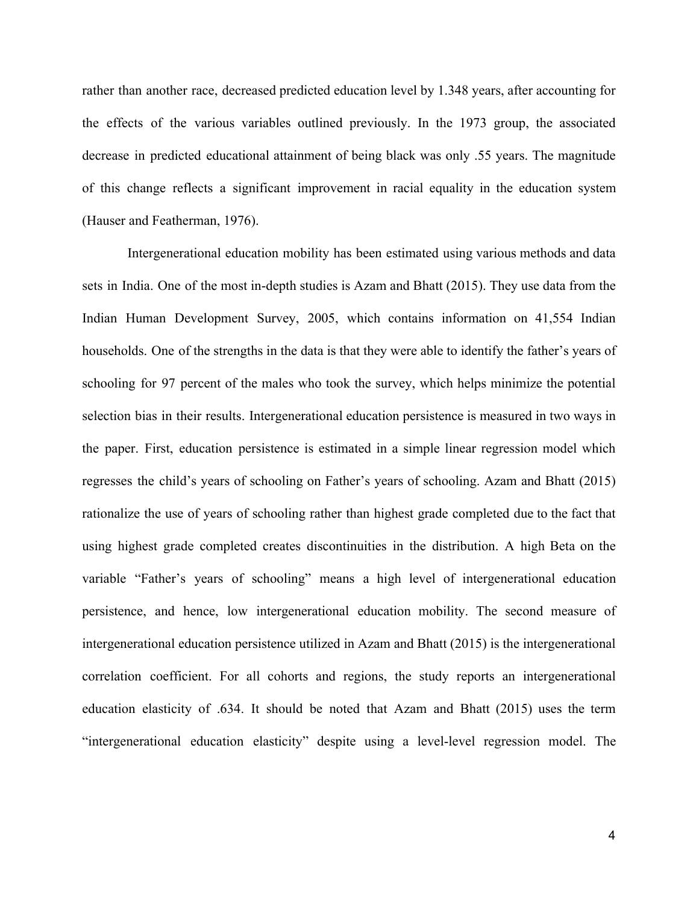rather than another race, decreased predicted education level by 1.348 years, after accounting for the effects of the various variables outlined previously. In the 1973 group, the associated decrease in predicted educational attainment of being black was only .55 years. The magnitude of this change reflects a significant improvement in racial equality in the education system (Hauser and Featherman, 1976).

Intergenerational education mobility has been estimated using various methods and data sets in India. One of the most in-depth studies is Azam and Bhatt (2015). They use data from the Indian Human Development Survey, 2005, which contains information on 41,554 Indian households. One of the strengths in the data is that they were able to identify the father's years of schooling for 97 percent of the males who took the survey, which helps minimize the potential selection bias in their results. Intergenerational education persistence is measured in two ways in the paper. First, education persistence is estimated in a simple linear regression model which regresses the child's years of schooling on Father's years of schooling. Azam and Bhatt (2015) rationalize the use of years of schooling rather than highest grade completed due to the fact that using highest grade completed creates discontinuities in the distribution. A high Beta on the variable "Father's years of schooling" means a high level of intergenerational education persistence, and hence, low intergenerational education mobility. The second measure of intergenerational education persistence utilized in Azam and Bhatt (2015) is the intergenerational correlation coefficient. For all cohorts and regions, the study reports an intergenerational education elasticity of .634. It should be noted that Azam and Bhatt (2015) uses the term "intergenerational education elasticity" despite using a level-level regression model. The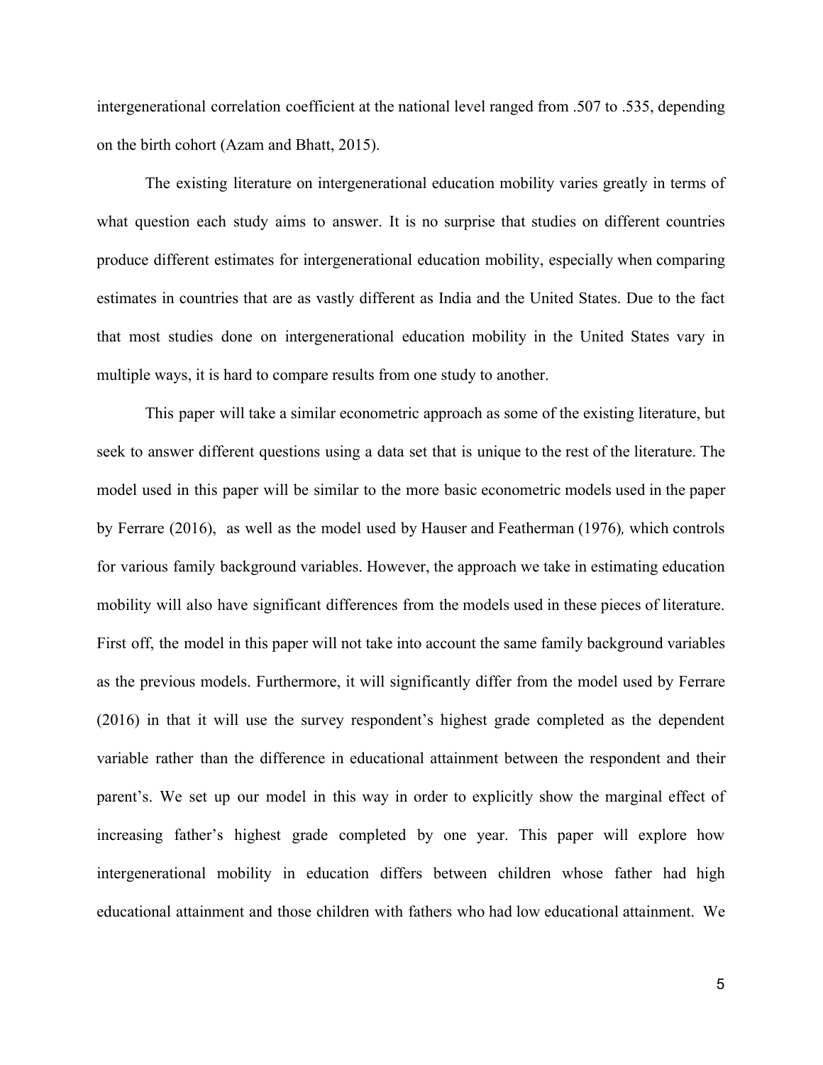intergenerational correlation coefficient at the national level ranged from .507 to .535, depending on the birth cohort (Azam and Bhatt, 2015).

The existing literature on intergenerational education mobility varies greatly in terms of what question each study aims to answer. It is no surprise that studies on different countries produce different estimates for intergenerational education mobility, especially when comparing estimates in countries that are as vastly different as India and the United States. Due to the fact that most studies done on intergenerational education mobility in the United States vary in multiple ways, it is hard to compare results from one study to another.

This paper will take a similar econometric approach as some of the existing literature, but seek to answer different questions using a data set that is unique to the rest of the literature. The model used in this paper will be similar to the more basic econometric models used in the paper by Ferrare (2016), as well as the model used by Hauser and Featherman (1976)*,* which controls for various family background variables. However, the approach we take in estimating education mobility will also have significant differences from the models used in these pieces of literature. First off, the model in this paper will not take into account the same family background variables as the previous models. Furthermore, it will significantly differ from the model used by Ferrare (2016) in that it will use the survey respondent's highest grade completed as the dependent variable rather than the difference in educational attainment between the respondent and their parent's. We set up our model in this way in order to explicitly show the marginal effect of increasing father's highest grade completed by one year. This paper will explore how intergenerational mobility in education differs between children whose father had high educational attainment and those children with fathers who had low educational attainment. We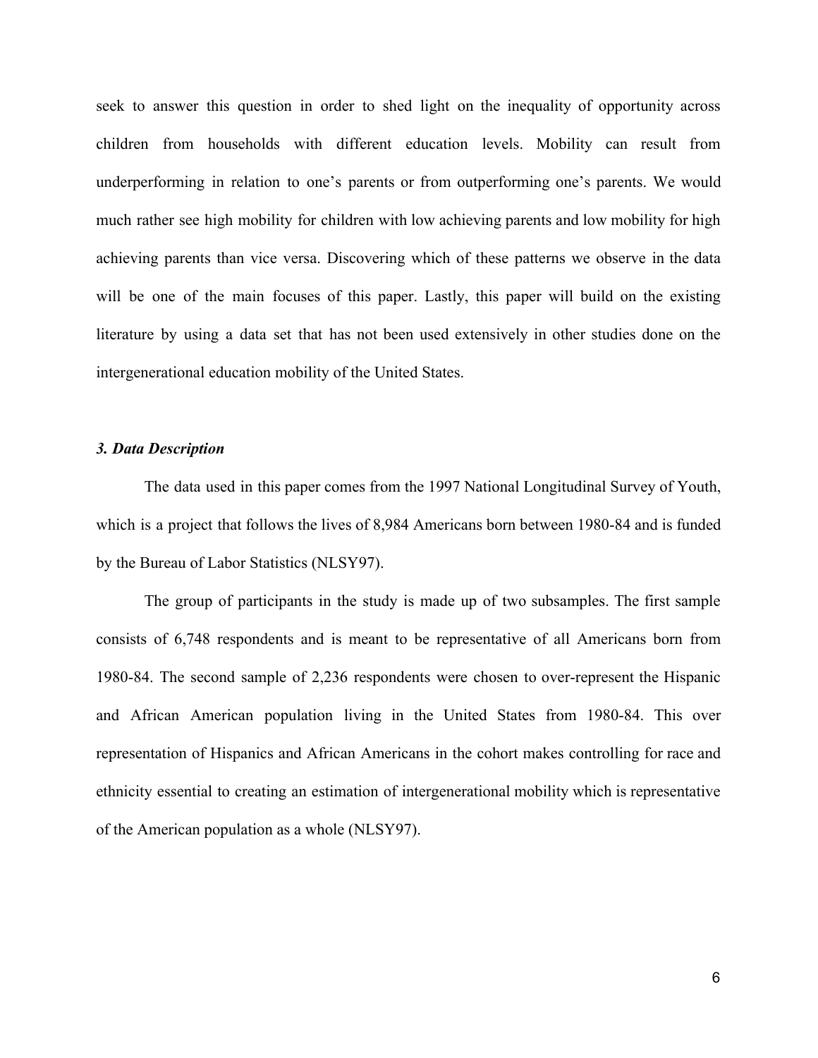seek to answer this question in order to shed light on the inequality of opportunity across children from households with different education levels. Mobility can result from underperforming in relation to one's parents or from outperforming one's parents. We would much rather see high mobility for children with low achieving parents and low mobility for high achieving parents than vice versa. Discovering which of these patterns we observe in the data will be one of the main focuses of this paper. Lastly, this paper will build on the existing literature by using a data set that has not been used extensively in other studies done on the intergenerational education mobility of the United States.

### *3. Data Description*

The data used in this paper comes from the 1997 National Longitudinal Survey of Youth, which is a project that follows the lives of 8,984 Americans born between 1980-84 and is funded by the Bureau of Labor Statistics (NLSY97).

The group of participants in the study is made up of two subsamples. The first sample consists of 6,748 respondents and is meant to be representative of all Americans born from 1980-84. The second sample of 2,236 respondents were chosen to over-represent the Hispanic and African American population living in the United States from 1980-84. This over representation of Hispanics and African Americans in the cohort makes controlling for race and ethnicity essential to creating an estimation of intergenerational mobility which is representative of the American population as a whole (NLSY97).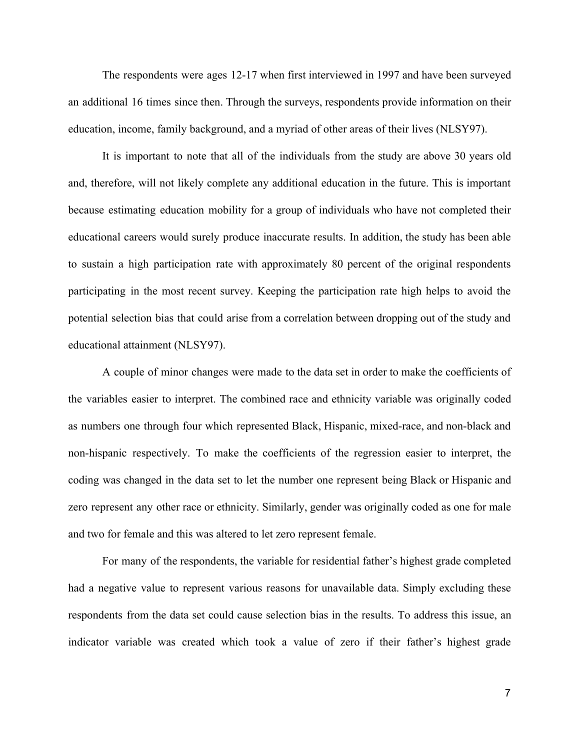The respondents were ages 12-17 when first interviewed in 1997 and have been surveyed an additional 16 times since then. Through the surveys, respondents provide information on their education, income, family background, and a myriad of other areas of their lives (NLSY97).

It is important to note that all of the individuals from the study are above 30 years old and, therefore, will not likely complete any additional education in the future. This is important because estimating education mobility for a group of individuals who have not completed their educational careers would surely produce inaccurate results. In addition, the study has been able to sustain a high participation rate with approximately 80 percent of the original respondents participating in the most recent survey. Keeping the participation rate high helps to avoid the potential selection bias that could arise from a correlation between dropping out of the study and educational attainment (NLSY97).

A couple of minor changes were made to the data set in order to make the coefficients of the variables easier to interpret. The combined race and ethnicity variable was originally coded as numbers one through four which represented Black, Hispanic, mixed-race, and non-black and non-hispanic respectively. To make the coefficients of the regression easier to interpret, the coding was changed in the data set to let the number one represent being Black or Hispanic and zero represent any other race or ethnicity. Similarly, gender was originally coded as one for male and two for female and this was altered to let zero represent female.

For many of the respondents, the variable for residential father's highest grade completed had a negative value to represent various reasons for unavailable data. Simply excluding these respondents from the data set could cause selection bias in the results. To address this issue, an indicator variable was created which took a value of zero if their father's highest grade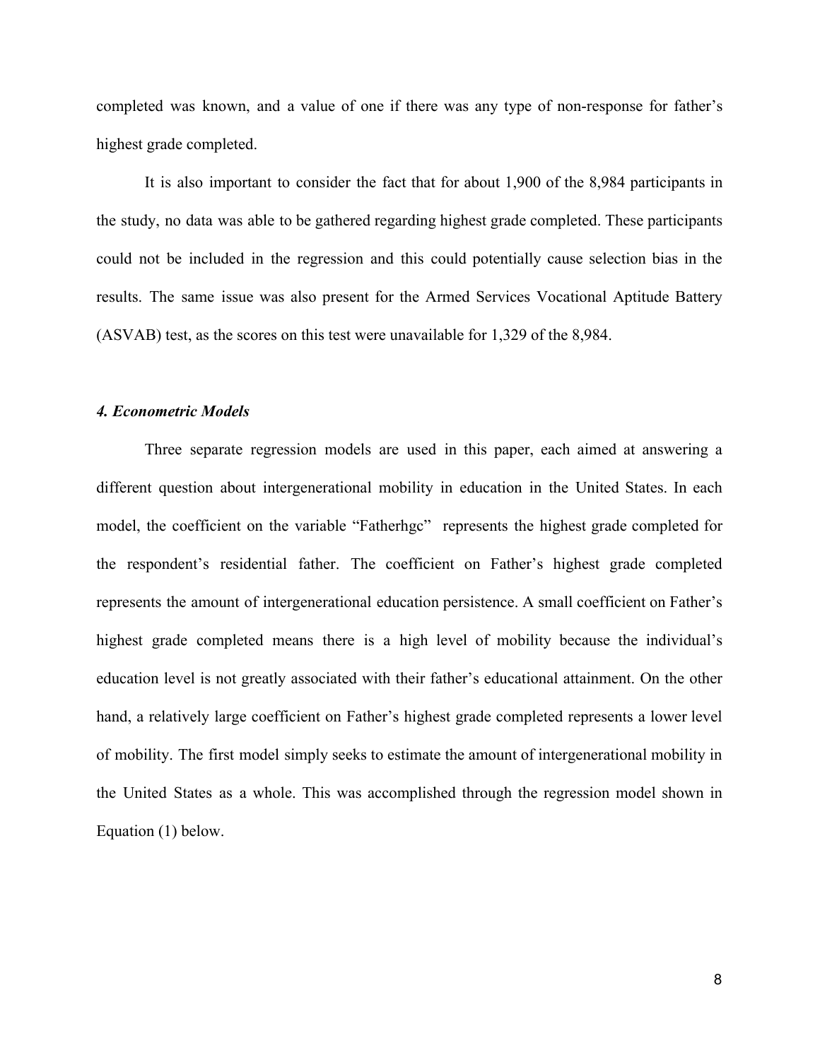completed was known, and a value of one if there was any type of non-response for father's highest grade completed.

It is also important to consider the fact that for about 1,900 of the 8,984 participants in the study, no data was able to be gathered regarding highest grade completed. These participants could not be included in the regression and this could potentially cause selection bias in the results. The same issue was also present for the Armed Services Vocational Aptitude Battery (ASVAB) test, as the scores on this test were unavailable for 1,329 of the 8,984.

### *4. Econometric Models*

Three separate regression models are used in this paper, each aimed at answering a different question about intergenerational mobility in education in the United States. In each model, the coefficient on the variable "Fatherhgc" represents the highest grade completed for the respondent's residential father. The coefficient on Father's highest grade completed represents the amount of intergenerational education persistence. A small coefficient on Father's highest grade completed means there is a high level of mobility because the individual's education level is not greatly associated with their father's educational attainment. On the other hand, a relatively large coefficient on Father's highest grade completed represents a lower level of mobility. The first model simply seeks to estimate the amount of intergenerational mobility in the United States as a whole. This was accomplished through the regression model shown in Equation (1) below.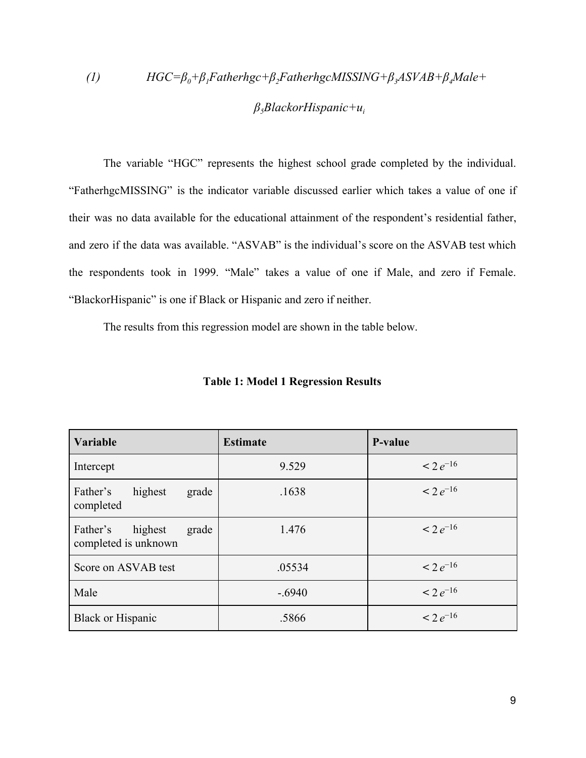$$(1) \qquad HGC=\beta_0+\beta_1 Fatherhgc+\beta_2 FatherhgcMISSING+\beta_3 ASVAB+\beta_4 Male+ \beta_5 BlackorHispanic+u_i$$

The variable "HGC" represents the highest school grade completed by the individual. "FatherhgcMISSING" is the indicator variable discussed earlier which takes a value of one if their was no data available for the educational attainment of the respondent's residential father, and zero if the data was available. "ASVAB" is the individual's score on the ASVAB test which the respondents took in 1999. "Male" takes a value of one if Male, and zero if Female. "BlackorHispanic" is one if Black or Hispanic and zero if neither.

The results from this regression model are shown in the table below.

**Table 1: Model 1 Regression Results**

| Variable | Estimate | P-value |
|---|---|---|
| Intercept | 9.529 | $< 2e^{-16}$ |
| Father's highest grade completed | .1638 | $< 2e^{-16}$ |
| Father's highest grade completed is unknown | 1.476 | $< 2e^{-16}$ |
| Score on ASVAB test | .05534 | $< 2e^{-16}$ |
| Male | -.6940 | $< 2e^{-16}$ |
| Black or Hispanic | .5866 | $< 2e^{-16}$ |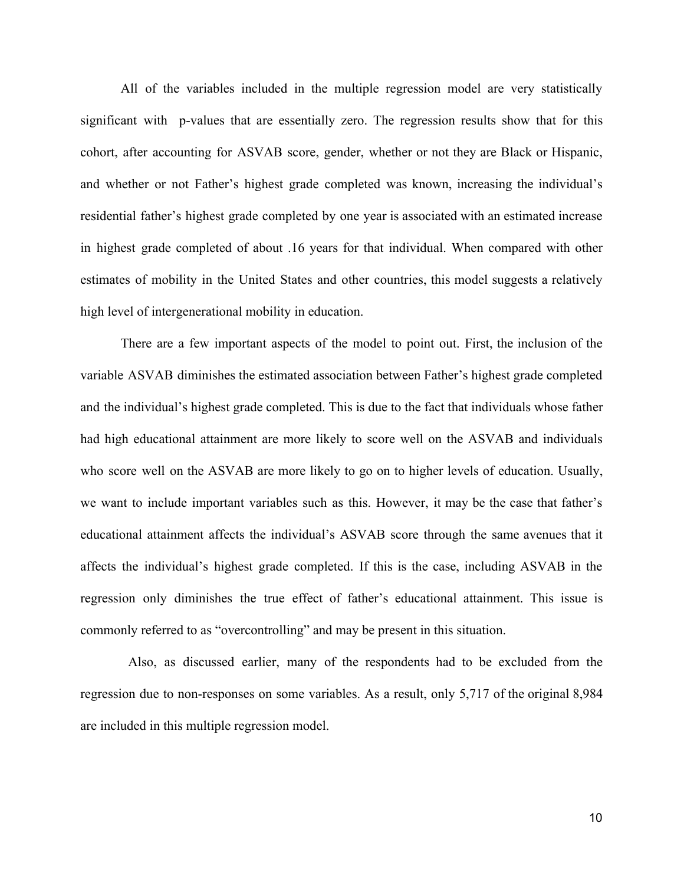All of the variables included in the multiple regression model are very statistically significant with p-values that are essentially zero. The regression results show that for this cohort, after accounting for ASVAB score, gender, whether or not they are Black or Hispanic, and whether or not Father's highest grade completed was known, increasing the individual's residential father's highest grade completed by one year is associated with an estimated increase in highest grade completed of about .16 years for that individual. When compared with other estimates of mobility in the United States and other countries, this model suggests a relatively high level of intergenerational mobility in education.

There are a few important aspects of the model to point out. First, the inclusion of the variable ASVAB diminishes the estimated association between Father's highest grade completed and the individual's highest grade completed. This is due to the fact that individuals whose father had high educational attainment are more likely to score well on the ASVAB and individuals who score well on the ASVAB are more likely to go on to higher levels of education. Usually, we want to include important variables such as this. However, it may be the case that father's educational attainment affects the individual's ASVAB score through the same avenues that it affects the individual's highest grade completed. If this is the case, including ASVAB in the regression only diminishes the true effect of father's educational attainment. This issue is commonly referred to as "overcontrolling" and may be present in this situation.

Also, as discussed earlier, many of the respondents had to be excluded from the regression due to non-responses on some variables. As a result, only 5,717 of the original 8,984 are included in this multiple regression model.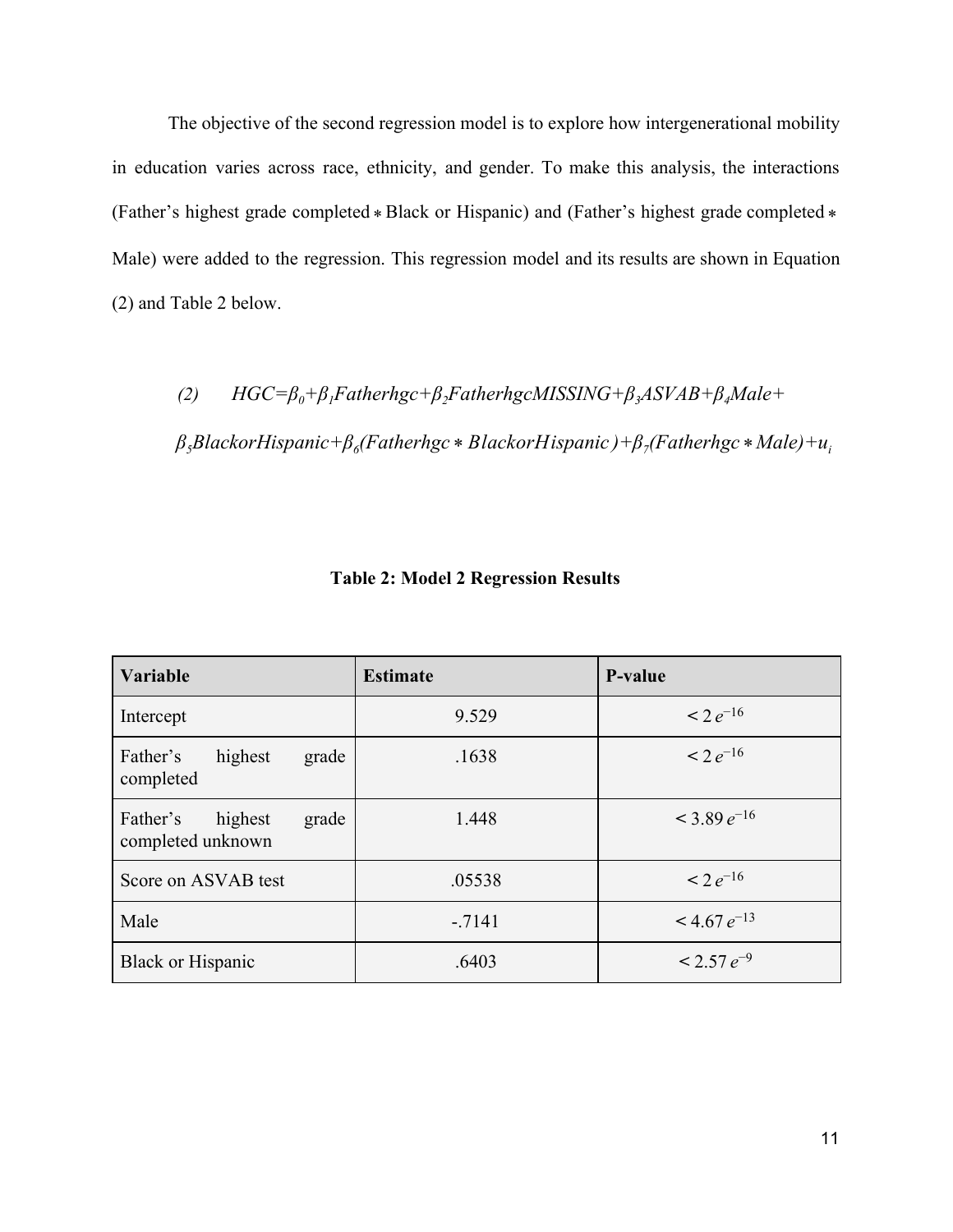The objective of the second regression model is to explore how intergenerational mobility in education varies across race, ethnicity, and gender. To make this analysis, the interactions (Father's highest grade completed $*$ Black or Hispanic) and (Father's highest grade completed $*$ Male) were added to the regression. This regression model and its results are shown in Equation (2) and Table 2 below.

$$(2) \quad HGC=\beta_0+\beta_1 Fatherhgc+\beta_2 FatherhgcMISSING+\beta_3 ASVAB+\beta_4 Male+$$
$$\beta_5 BlackorHispanic+\beta_6(Fatherhgc * BlackorHispanic)+\beta_7(Fatherhgc * Male)+u_i$$

**Table 2: Model 2 Regression Results**

| Variable | Estimate | P-value |
|---|---|---|
| Intercept | 9.529 | $< 2\,e^{-16}$ |
| Father's highest grade completed | .1638 | $< 2\,e^{-16}$ |
| Father's highest grade completed unknown | 1.448 | $< 3.89\,e^{-16}$ |
| Score on ASVAB test | .05538 | $< 2\,e^{-16}$ |
| Male | -.7141 | $< 4.67\,e^{-13}$ |
| Black or Hispanic | .6403 | $< 2.57\,e^{-9}$ |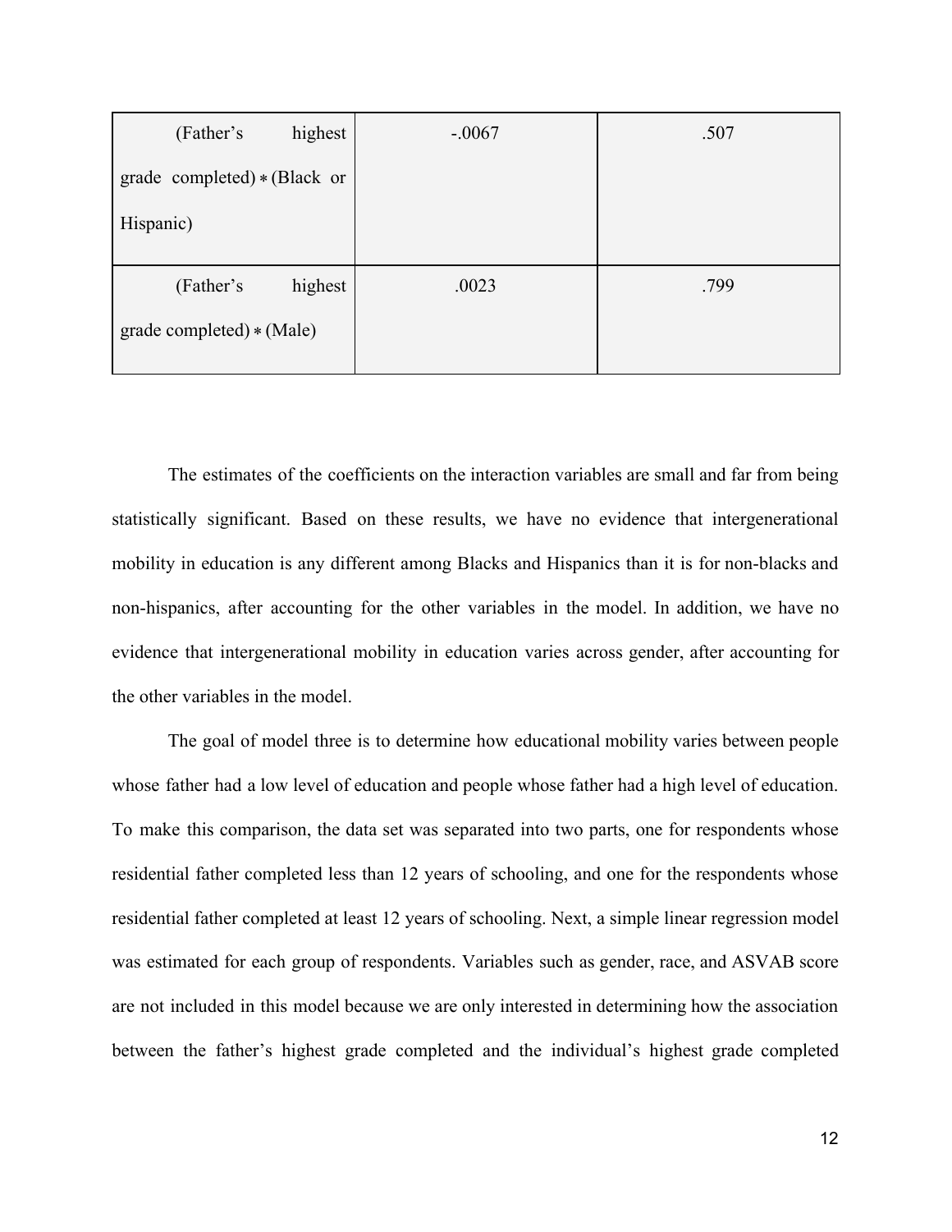| (Father's highest grade completed) ∗ (Black or Hispanic) | -.0067 | .507 |
|---|---|---|
| (Father's highest grade completed) ∗ (Male) | .0023 | .799 |

The estimates of the coefficients on the interaction variables are small and far from being statistically significant. Based on these results, we have no evidence that intergenerational mobility in education is any different among Blacks and Hispanics than it is for non-blacks and non-hispanics, after accounting for the other variables in the model. In addition, we have no evidence that intergenerational mobility in education varies across gender, after accounting for the other variables in the model.

The goal of model three is to determine how educational mobility varies between people whose father had a low level of education and people whose father had a high level of education. To make this comparison, the data set was separated into two parts, one for respondents whose residential father completed less than 12 years of schooling, and one for the respondents whose residential father completed at least 12 years of schooling. Next, a simple linear regression model was estimated for each group of respondents. Variables such as gender, race, and ASVAB score are not included in this model because we are only interested in determining how the association between the father's highest grade completed and the individual's highest grade completed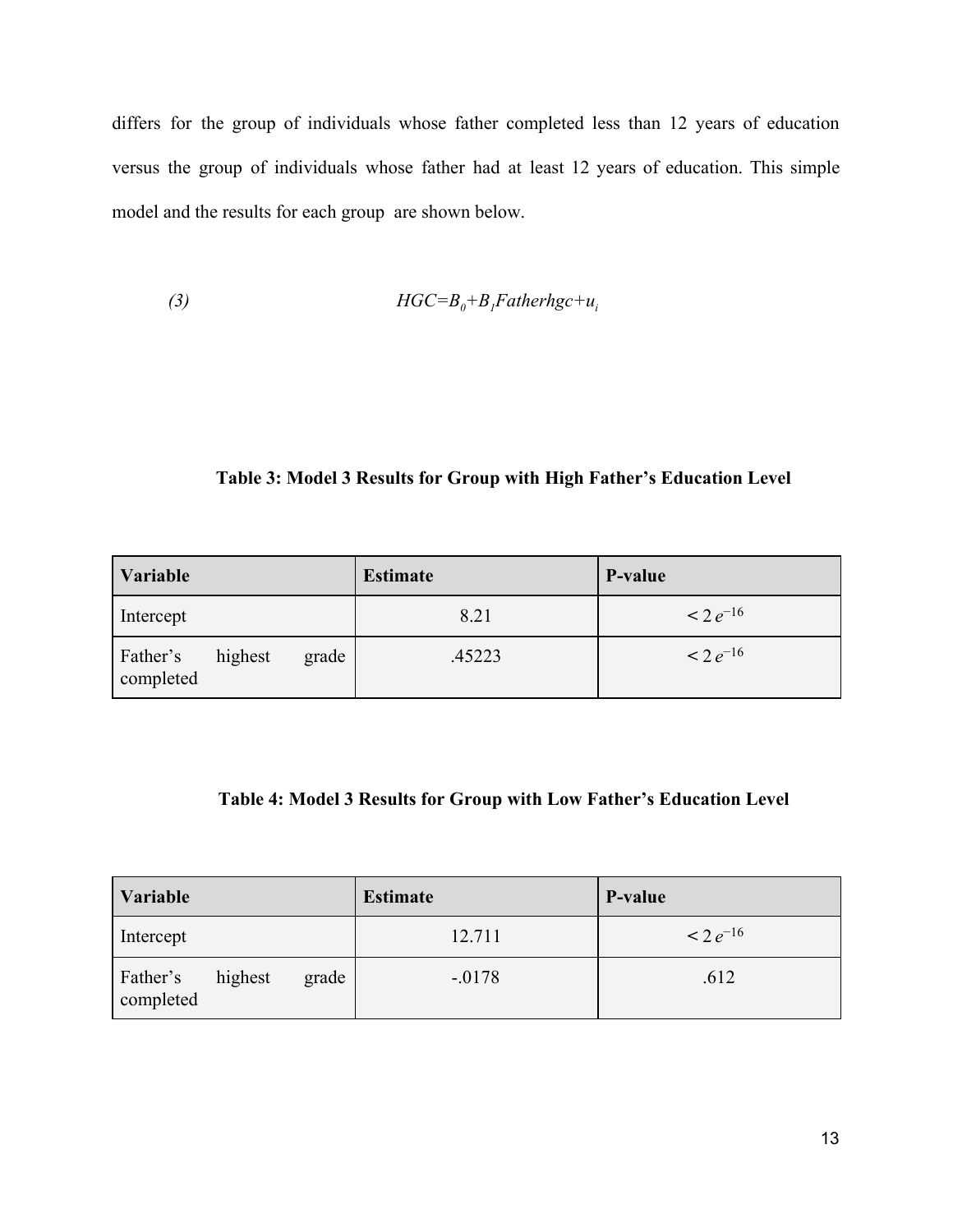differs for the group of individuals whose father completed less than 12 years of education versus the group of individuals whose father had at least 12 years of education. This simple model and the results for each group are shown below.

$$HGC = B_0 + B_1 Fatherhgc + u_i \quad (3)$$

**Table 3: Model 3 Results for Group with High Father's Education Level**

| Variable | Estimate | P-value |
|---|---|---|
| Intercept | 8.21 | $< 2e^{-16}$ |
| Father's highest grade completed | .45223 | $< 2e^{-16}$ |

**Table 4: Model 3 Results for Group with Low Father's Education Level**

| Variable | Estimate | P-value |
|---|---|---|
| Intercept | 12.711 | $< 2e^{-16}$ |
| Father's highest grade completed | -.0178 | .612 |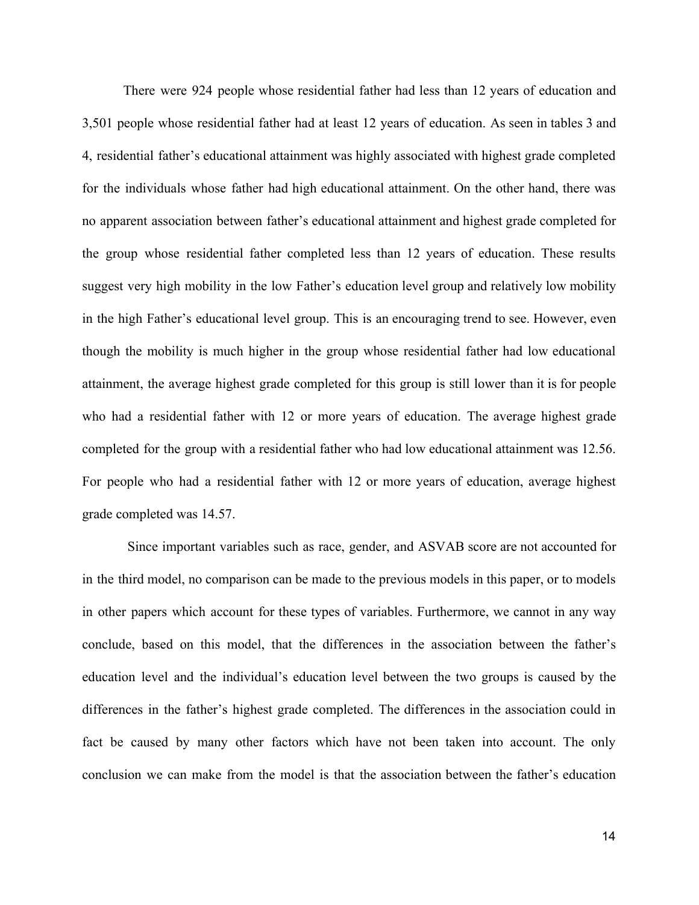There were 924 people whose residential father had less than 12 years of education and 3,501 people whose residential father had at least 12 years of education. As seen in tables 3 and 4, residential father's educational attainment was highly associated with highest grade completed for the individuals whose father had high educational attainment. On the other hand, there was no apparent association between father's educational attainment and highest grade completed for the group whose residential father completed less than 12 years of education. These results suggest very high mobility in the low Father's education level group and relatively low mobility in the high Father's educational level group. This is an encouraging trend to see. However, even though the mobility is much higher in the group whose residential father had low educational attainment, the average highest grade completed for this group is still lower than it is for people who had a residential father with 12 or more years of education. The average highest grade completed for the group with a residential father who had low educational attainment was 12.56. For people who had a residential father with 12 or more years of education, average highest grade completed was 14.57.

Since important variables such as race, gender, and ASVAB score are not accounted for in the third model, no comparison can be made to the previous models in this paper, or to models in other papers which account for these types of variables. Furthermore, we cannot in any way conclude, based on this model, that the differences in the association between the father's education level and the individual's education level between the two groups is caused by the differences in the father's highest grade completed. The differences in the association could in fact be caused by many other factors which have not been taken into account. The only conclusion we can make from the model is that the association between the father's education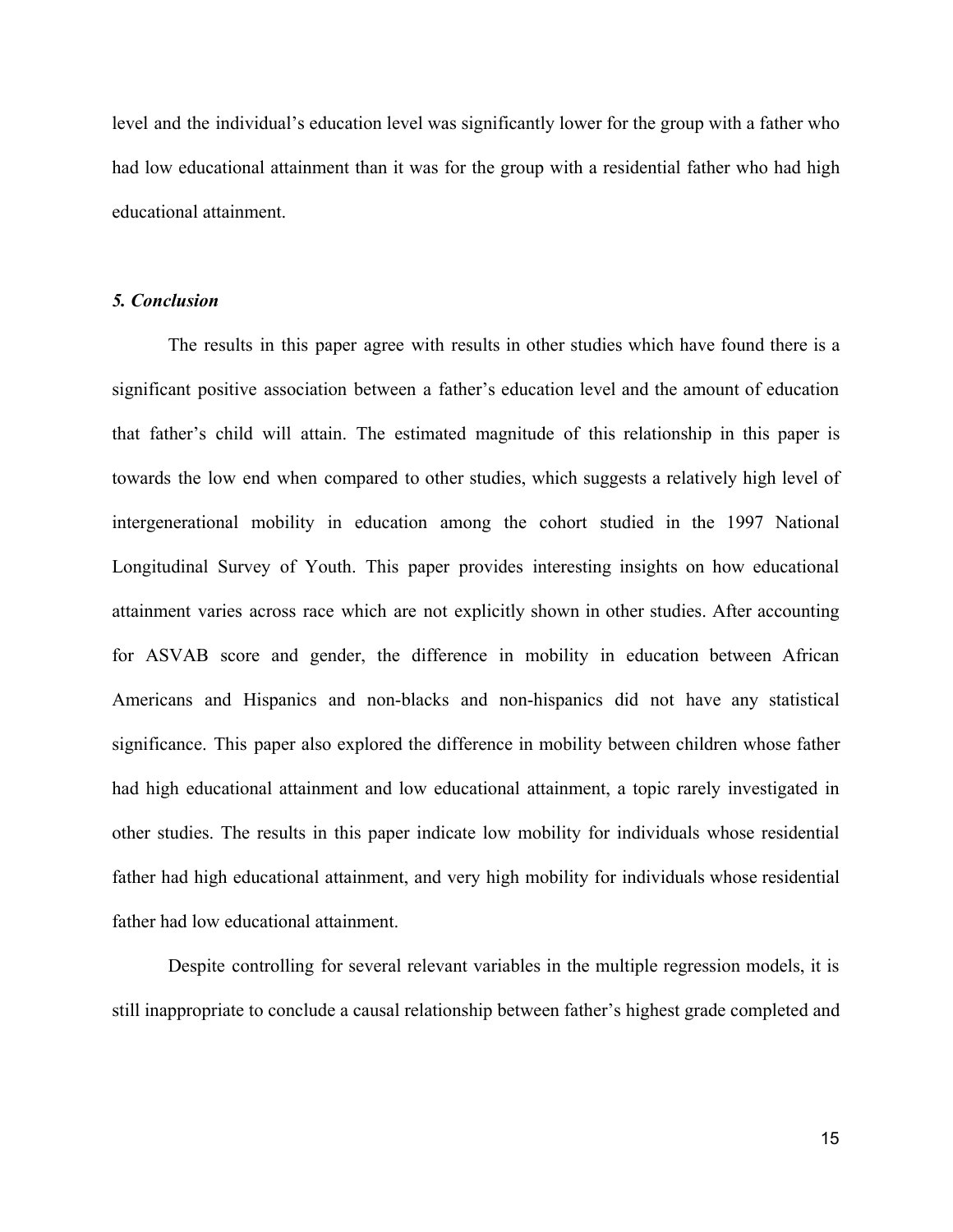level and the individual's education level was significantly lower for the group with a father who had low educational attainment than it was for the group with a residential father who had high educational attainment.

### *5. Conclusion*

The results in this paper agree with results in other studies which have found there is a significant positive association between a father's education level and the amount of education that father's child will attain. The estimated magnitude of this relationship in this paper is towards the low end when compared to other studies, which suggests a relatively high level of intergenerational mobility in education among the cohort studied in the 1997 National Longitudinal Survey of Youth. This paper provides interesting insights on how educational attainment varies across race which are not explicitly shown in other studies. After accounting for ASVAB score and gender, the difference in mobility in education between African Americans and Hispanics and non-blacks and non-hispanics did not have any statistical significance. This paper also explored the difference in mobility between children whose father had high educational attainment and low educational attainment, a topic rarely investigated in other studies. The results in this paper indicate low mobility for individuals whose residential father had high educational attainment, and very high mobility for individuals whose residential father had low educational attainment.

Despite controlling for several relevant variables in the multiple regression models, it is still inappropriate to conclude a causal relationship between father's highest grade completed and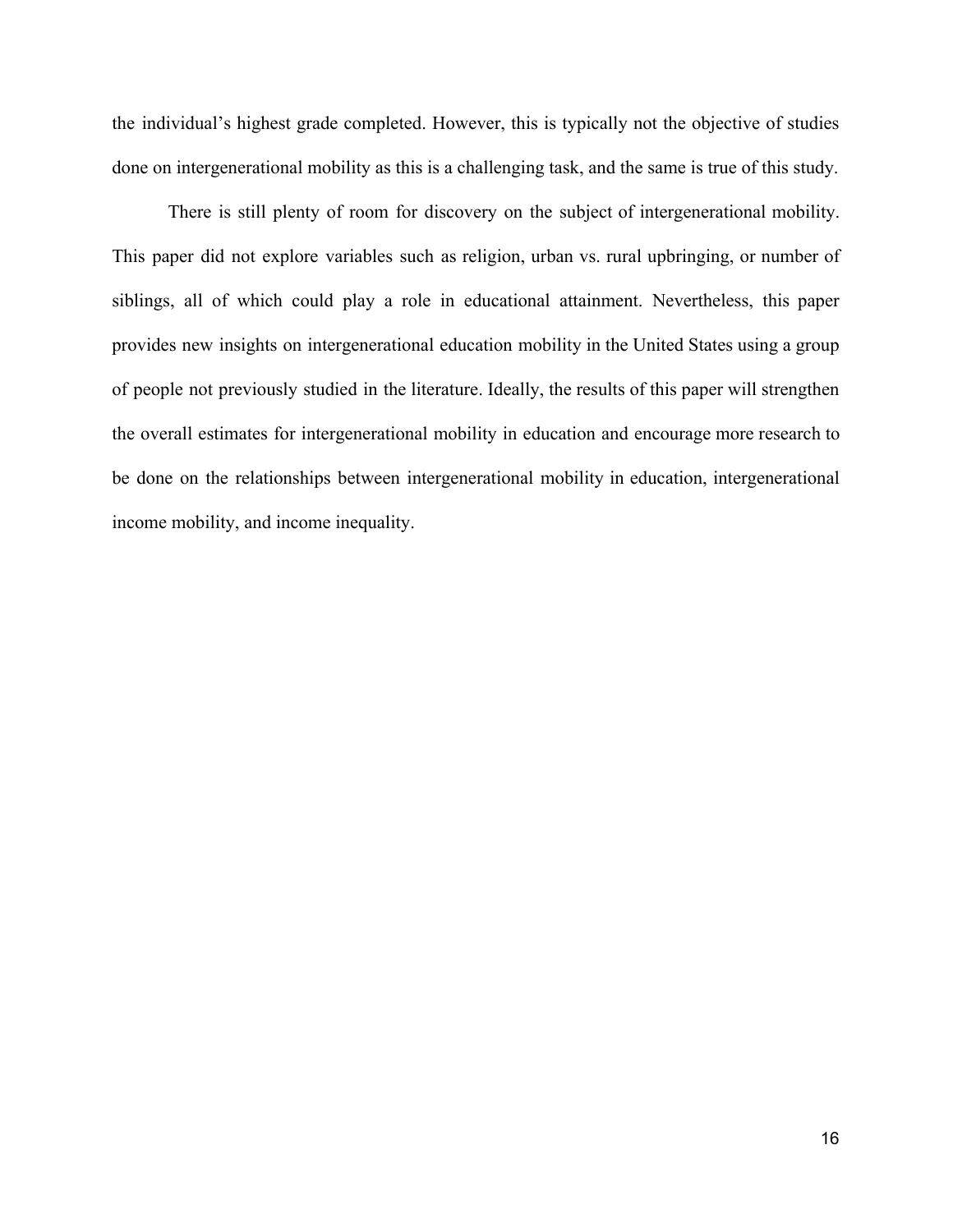the individual's highest grade completed. However, this is typically not the objective of studies done on intergenerational mobility as this is a challenging task, and the same is true of this study.

There is still plenty of room for discovery on the subject of intergenerational mobility. This paper did not explore variables such as religion, urban vs. rural upbringing, or number of siblings, all of which could play a role in educational attainment. Nevertheless, this paper provides new insights on intergenerational education mobility in the United States using a group of people not previously studied in the literature. Ideally, the results of this paper will strengthen the overall estimates for intergenerational mobility in education and encourage more research to be done on the relationships between intergenerational mobility in education, intergenerational income mobility, and income inequality.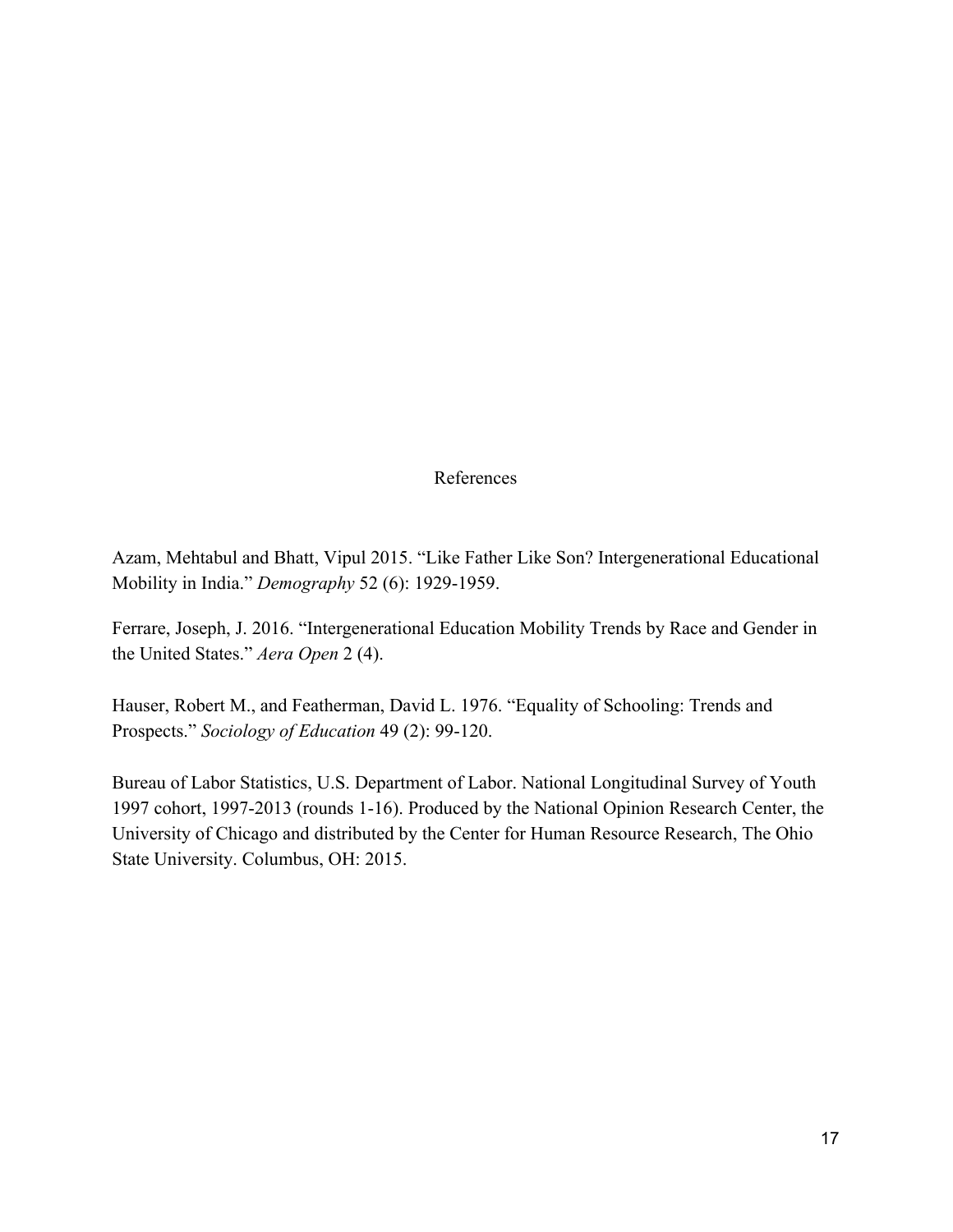# References

Azam, Mehtabul and Bhatt, Vipul 2015. "Like Father Like Son? Intergenerational Educational Mobility in India." *Demography* 52 (6): 1929-1959.

Ferrare, Joseph, J. 2016. "Intergenerational Education Mobility Trends by Race and Gender in the United States." *Aera Open* 2 (4).

Hauser, Robert M., and Featherman, David L. 1976. "Equality of Schooling: Trends and Prospects." *Sociology of Education* 49 (2): 99-120.

Bureau of Labor Statistics, U.S. Department of Labor. National Longitudinal Survey of Youth 1997 cohort, 1997-2013 (rounds 1-16). Produced by the National Opinion Research Center, the University of Chicago and distributed by the Center for Human Resource Research, The Ohio State University. Columbus, OH: 2015.